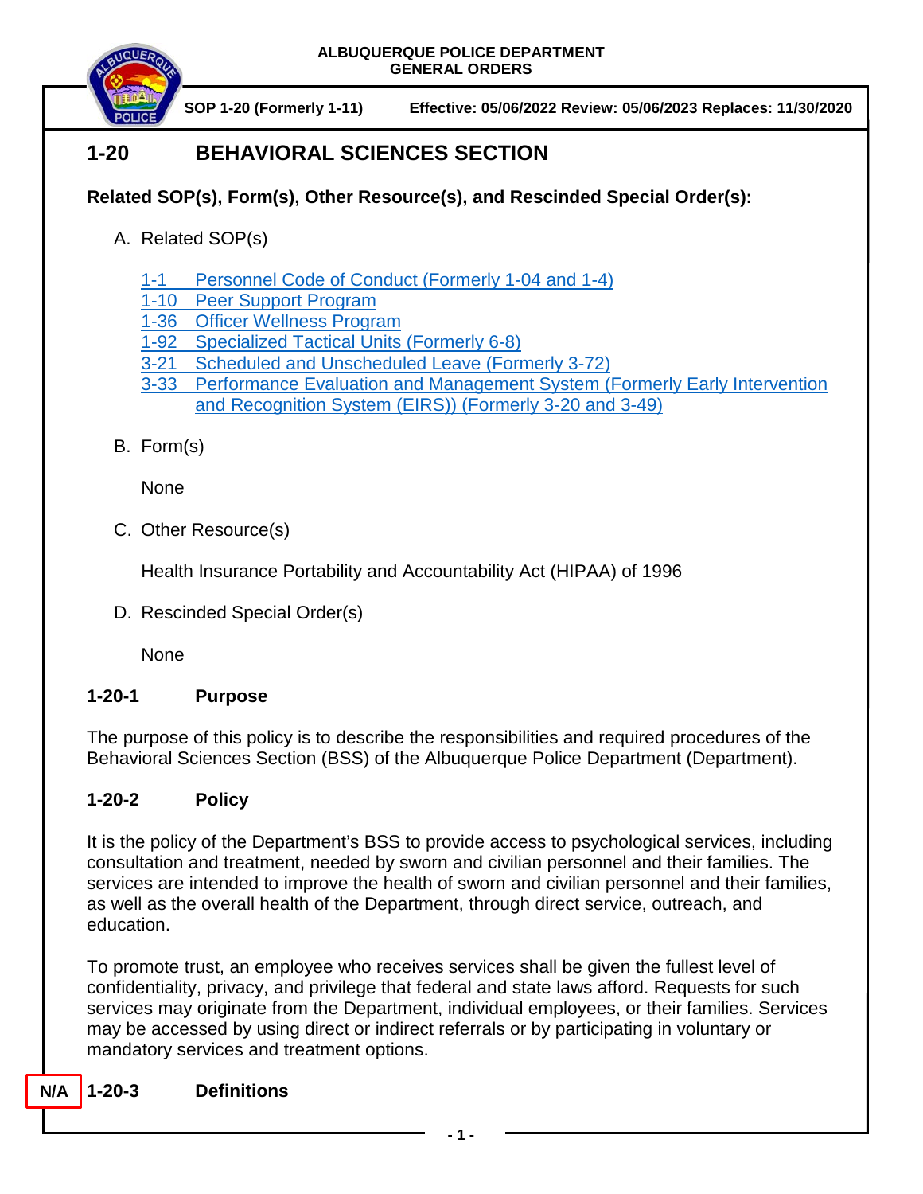ALBUQUERQUE POLICE DEPARTMENT
GENERAL ORDERS

SOP 1-20 (Formerly 1-11) Effective: 05/06/2022 Review: 05/06/2023 Replaces: 11/30/2020

# 1-20 BEHAVIORAL SCIENCES SECTION

**Related SOP(s), Form(s), Other Resource(s), and Rescinded Special Order(s):**

A. Related SOP(s)

   1-1 Personnel Code of Conduct (Formerly 1-04 and 1-4)
   1-10 Peer Support Program
   1-36 Officer Wellness Program
   1-92 Specialized Tactical Units (Formerly 6-8)
   3-21 Scheduled and Unscheduled Leave (Formerly 3-72)
   3-33 Performance Evaluation and Management System (Formerly Early Intervention and Recognition System (EIRS)) (Formerly 3-20 and 3-49)

B. Form(s)

   None

C. Other Resource(s)

   Health Insurance Portability and Accountability Act (HIPAA) of 1996

D. Rescinded Special Order(s)

   None

## 1-20-1 Purpose

The purpose of this policy is to describe the responsibilities and required procedures of the Behavioral Sciences Section (BSS) of the Albuquerque Police Department (Department).

## 1-20-2 Policy

It is the policy of the Department's BSS to provide access to psychological services, including consultation and treatment, needed by sworn and civilian personnel and their families. The services are intended to improve the health of sworn and civilian personnel and their families, as well as the overall health of the Department, through direct service, outreach, and education.

To promote trust, an employee who receives services shall be given the fullest level of confidentiality, privacy, and privilege that federal and state laws afford. Requests for such services may originate from the Department, individual employees, or their families. Services may be accessed by using direct or indirect referrals or by participating in voluntary or mandatory services and treatment options.

## N/A 1-20-3 Definitions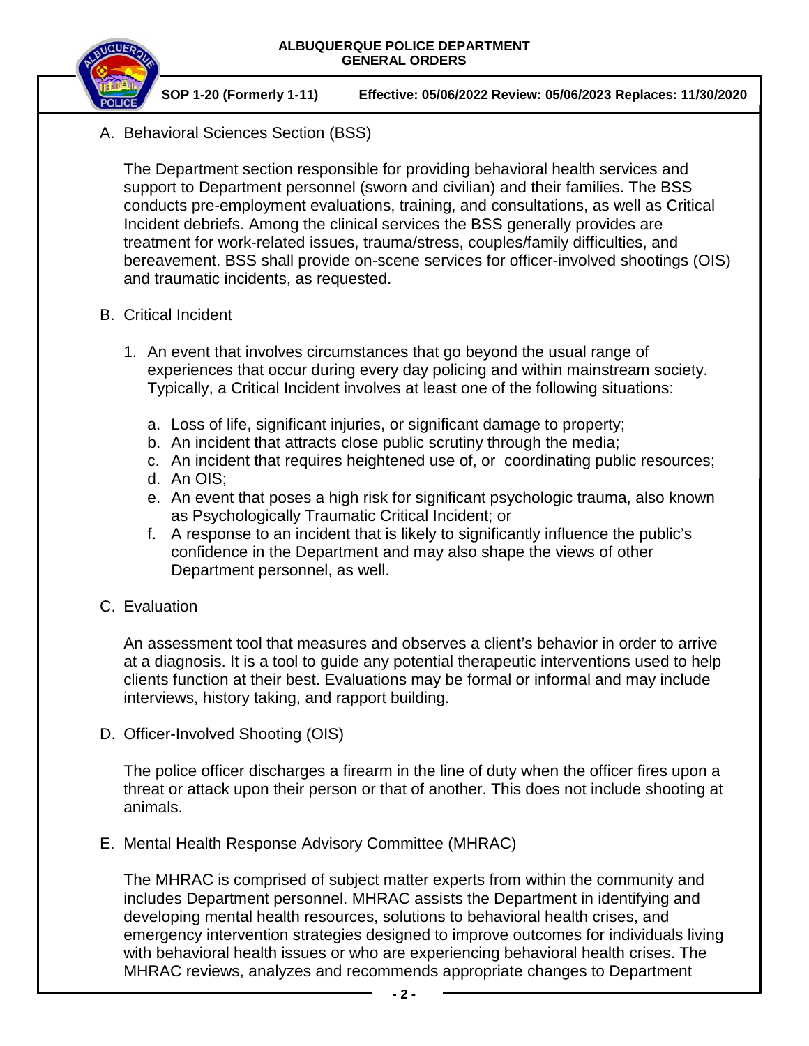A. Behavioral Sciences Section (BSS)

The Department section responsible for providing behavioral health services and support to Department personnel (sworn and civilian) and their families. The BSS conducts pre-employment evaluations, training, and consultations, as well as Critical Incident debriefs. Among the clinical services the BSS generally provides are treatment for work-related issues, trauma/stress, couples/family difficulties, and bereavement. BSS shall provide on-scene services for officer-involved shootings (OIS) and traumatic incidents, as requested.

B. Critical Incident

1. An event that involves circumstances that go beyond the usual range of experiences that occur during every day policing and within mainstream society. Typically, a Critical Incident involves at least one of the following situations:

   a. Loss of life, significant injuries, or significant damage to property;
   b. An incident that attracts close public scrutiny through the media;
   c. An incident that requires heightened use of, or coordinating public resources;
   d. An OIS;
   e. An event that poses a high risk for significant psychologic trauma, also known as Psychologically Traumatic Critical Incident; or
   f. A response to an incident that is likely to significantly influence the public's confidence in the Department and may also shape the views of other Department personnel, as well.

C. Evaluation

An assessment tool that measures and observes a client's behavior in order to arrive at a diagnosis. It is a tool to guide any potential therapeutic interventions used to help clients function at their best. Evaluations may be formal or informal and may include interviews, history taking, and rapport building.

D. Officer-Involved Shooting (OIS)

The police officer discharges a firearm in the line of duty when the officer fires upon a threat or attack upon their person or that of another. This does not include shooting at animals.

E. Mental Health Response Advisory Committee (MHRAC)

The MHRAC is comprised of subject matter experts from within the community and includes Department personnel. MHRAC assists the Department in identifying and developing mental health resources, solutions to behavioral health crises, and emergency intervention strategies designed to improve outcomes for individuals living with behavioral health issues or who are experiencing behavioral health crises. The MHRAC reviews, analyzes and recommends appropriate changes to Department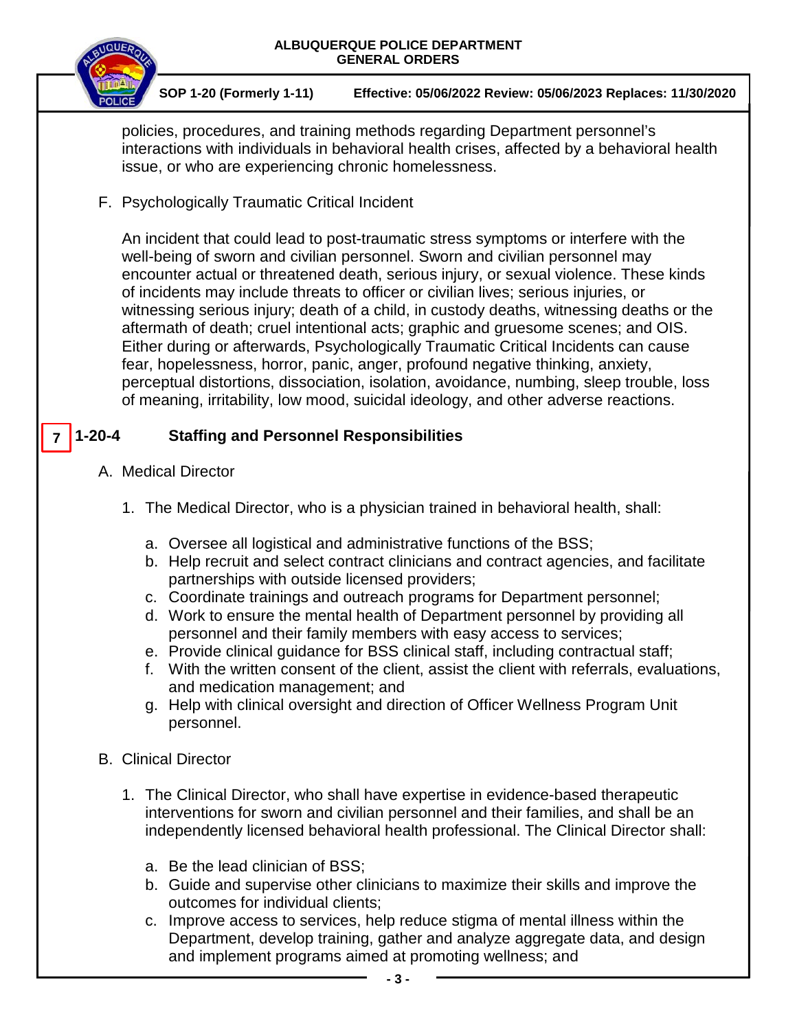policies, procedures, and training methods regarding Department personnel's interactions with individuals in behavioral health crises, affected by a behavioral health issue, or who are experiencing chronic homelessness.

F. Psychologically Traumatic Critical Incident

An incident that could lead to post-traumatic stress symptoms or interfere with the well-being of sworn and civilian personnel. Sworn and civilian personnel may encounter actual or threatened death, serious injury, or sexual violence. These kinds of incidents may include threats to officer or civilian lives; serious injuries, or witnessing serious injury; death of a child, in custody deaths, witnessing deaths or the aftermath of death; cruel intentional acts; graphic and gruesome scenes; and OIS. Either during or afterwards, Psychologically Traumatic Critical Incidents can cause fear, hopelessness, horror, panic, anger, profound negative thinking, anxiety, perceptual distortions, dissociation, isolation, avoidance, numbing, sleep trouble, loss of meaning, irritability, low mood, suicidal ideology, and other adverse reactions.

## 7 1-20-4 Staffing and Personnel Responsibilities

A. Medical Director

1. The Medical Director, who is a physician trained in behavioral health, shall:

   a. Oversee all logistical and administrative functions of the BSS;
   b. Help recruit and select contract clinicians and contract agencies, and facilitate partnerships with outside licensed providers;
   c. Coordinate trainings and outreach programs for Department personnel;
   d. Work to ensure the mental health of Department personnel by providing all personnel and their family members with easy access to services;
   e. Provide clinical guidance for BSS clinical staff, including contractual staff;
   f. With the written consent of the client, assist the client with referrals, evaluations, and medication management; and
   g. Help with clinical oversight and direction of Officer Wellness Program Unit personnel.

B. Clinical Director

1. The Clinical Director, who shall have expertise in evidence-based therapeutic interventions for sworn and civilian personnel and their families, and shall be an independently licensed behavioral health professional. The Clinical Director shall:

   a. Be the lead clinician of BSS;
   b. Guide and supervise other clinicians to maximize their skills and improve the outcomes for individual clients;
   c. Improve access to services, help reduce stigma of mental illness within the Department, develop training, gather and analyze aggregate data, and design and implement programs aimed at promoting wellness; and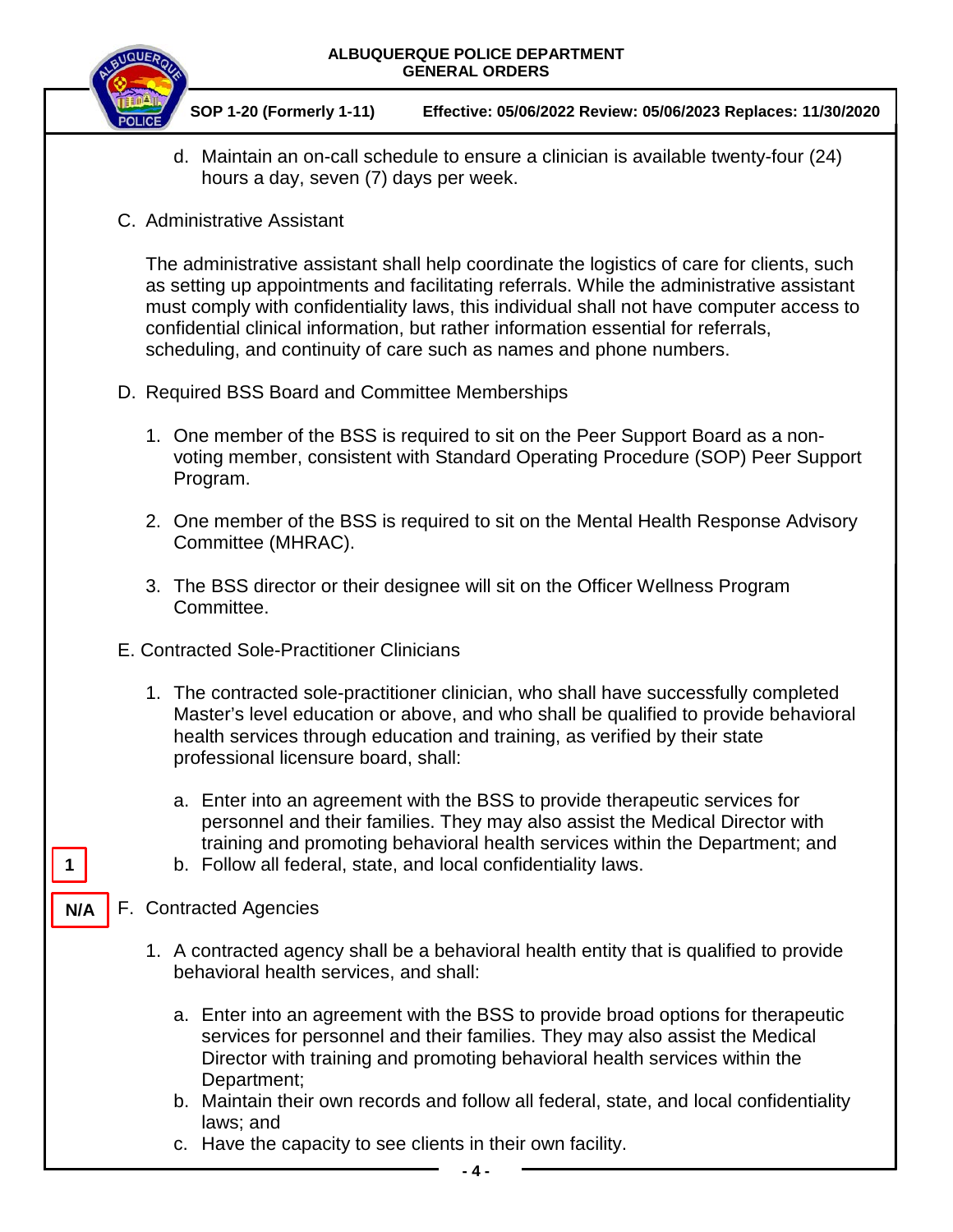d. Maintain an on-call schedule to ensure a clinician is available twenty-four (24) hours a day, seven (7) days per week.

C. Administrative Assistant

The administrative assistant shall help coordinate the logistics of care for clients, such as setting up appointments and facilitating referrals. While the administrative assistant must comply with confidentiality laws, this individual shall not have computer access to confidential clinical information, but rather information essential for referrals, scheduling, and continuity of care such as names and phone numbers.

D. Required BSS Board and Committee Memberships

1. One member of the BSS is required to sit on the Peer Support Board as a non-voting member, consistent with Standard Operating Procedure (SOP) Peer Support Program.

2. One member of the BSS is required to sit on the Mental Health Response Advisory Committee (MHRAC).

3. The BSS director or their designee will sit on the Officer Wellness Program Committee.

E. Contracted Sole-Practitioner Clinicians

1. The contracted sole-practitioner clinician, who shall have successfully completed Master's level education or above, and who shall be qualified to provide behavioral health services through education and training, as verified by their state professional licensure board, shall:

   a. Enter into an agreement with the BSS to provide therapeutic services for personnel and their families. They may also assist the Medical Director with training and promoting behavioral health services within the Department; and

1 | b. Follow all federal, state, and local confidentiality laws.

N/A | F. Contracted Agencies

1. A contracted agency shall be a behavioral health entity that is qualified to provide behavioral health services, and shall:

   a. Enter into an agreement with the BSS to provide broad options for therapeutic services for personnel and their families. They may also assist the Medical Director with training and promoting behavioral health services within the Department;
   b. Maintain their own records and follow all federal, state, and local confidentiality laws; and
   c. Have the capacity to see clients in their own facility.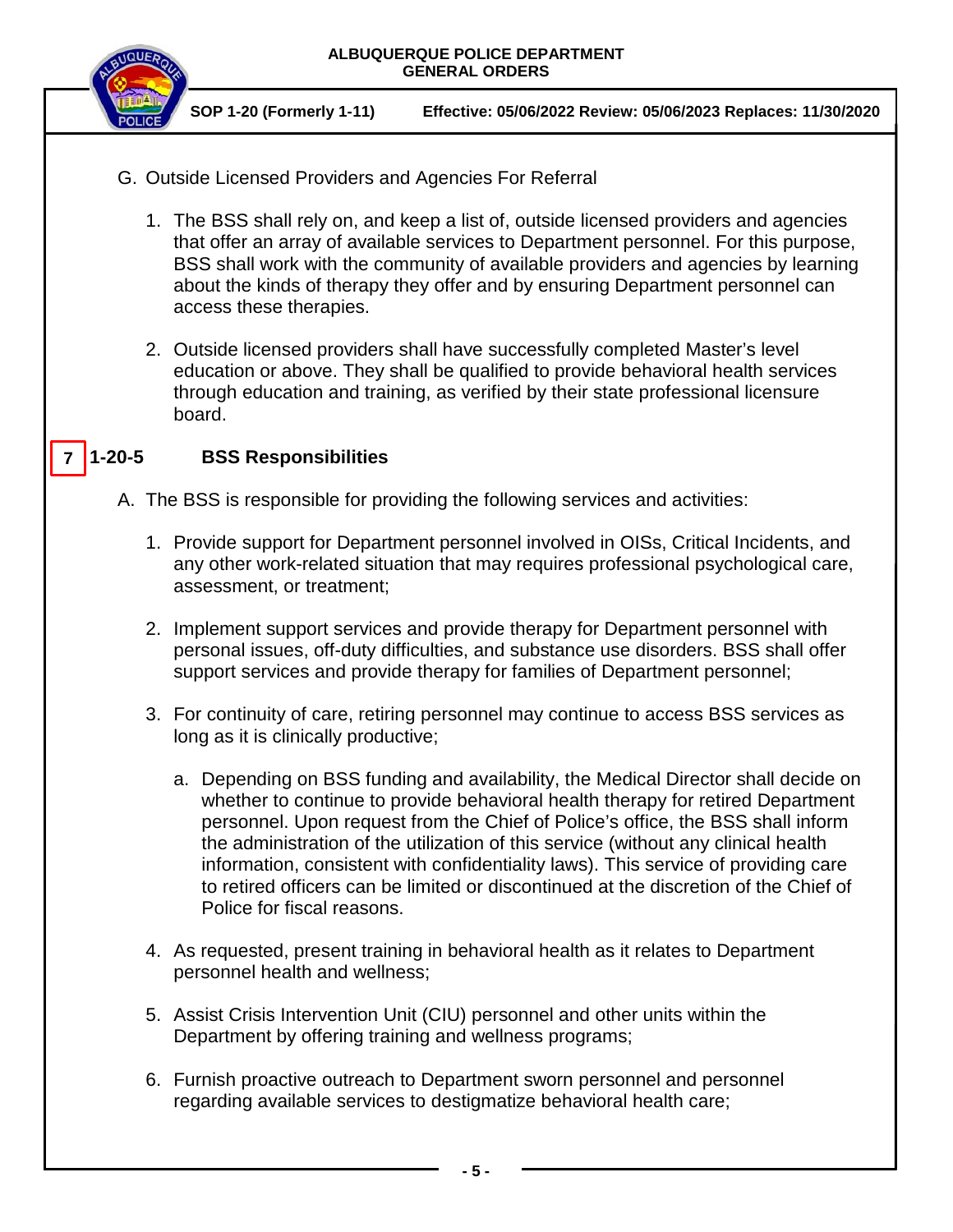G. Outside Licensed Providers and Agencies For Referral

1. The BSS shall rely on, and keep a list of, outside licensed providers and agencies that offer an array of available services to Department personnel. For this purpose, BSS shall work with the community of available providers and agencies by learning about the kinds of therapy they offer and by ensuring Department personnel can access these therapies.

2. Outside licensed providers shall have successfully completed Master's level education or above. They shall be qualified to provide behavioral health services through education and training, as verified by their state professional licensure board.

## 7 1-20-5 BSS Responsibilities

A. The BSS is responsible for providing the following services and activities:

1. Provide support for Department personnel involved in OISs, Critical Incidents, and any other work-related situation that may requires professional psychological care, assessment, or treatment;

2. Implement support services and provide therapy for Department personnel with personal issues, off-duty difficulties, and substance use disorders. BSS shall offer support services and provide therapy for families of Department personnel;

3. For continuity of care, retiring personnel may continue to access BSS services as long as it is clinically productive;

   a. Depending on BSS funding and availability, the Medical Director shall decide on whether to continue to provide behavioral health therapy for retired Department personnel. Upon request from the Chief of Police's office, the BSS shall inform the administration of the utilization of this service (without any clinical health information, consistent with confidentiality laws). This service of providing care to retired officers can be limited or discontinued at the discretion of the Chief of Police for fiscal reasons.

4. As requested, present training in behavioral health as it relates to Department personnel health and wellness;

5. Assist Crisis Intervention Unit (CIU) personnel and other units within the Department by offering training and wellness programs;

6. Furnish proactive outreach to Department sworn personnel and personnel regarding available services to destigmatize behavioral health care;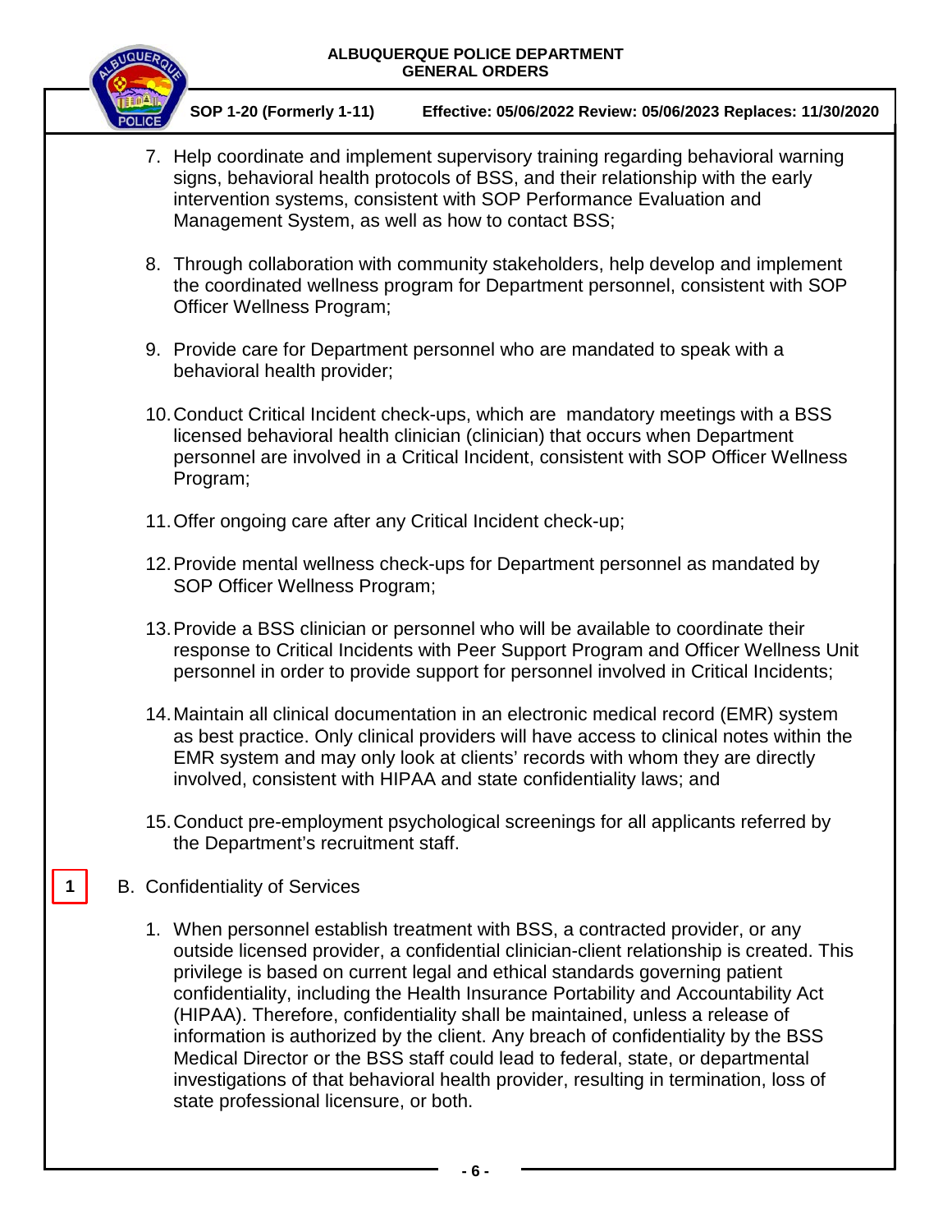7. Help coordinate and implement supervisory training regarding behavioral warning signs, behavioral health protocols of BSS, and their relationship with the early intervention systems, consistent with SOP Performance Evaluation and Management System, as well as how to contact BSS;

8. Through collaboration with community stakeholders, help develop and implement the coordinated wellness program for Department personnel, consistent with SOP Officer Wellness Program;

9. Provide care for Department personnel who are mandated to speak with a behavioral health provider;

10. Conduct Critical Incident check-ups, which are mandatory meetings with a BSS licensed behavioral health clinician (clinician) that occurs when Department personnel are involved in a Critical Incident, consistent with SOP Officer Wellness Program;

11. Offer ongoing care after any Critical Incident check-up;

12. Provide mental wellness check-ups for Department personnel as mandated by SOP Officer Wellness Program;

13. Provide a BSS clinician or personnel who will be available to coordinate their response to Critical Incidents with Peer Support Program and Officer Wellness Unit personnel in order to provide support for personnel involved in Critical Incidents;

14. Maintain all clinical documentation in an electronic medical record (EMR) system as best practice. Only clinical providers will have access to clinical notes within the EMR system and may only look at clients' records with whom they are directly involved, consistent with HIPAA and state confidentiality laws; and

15. Conduct pre-employment psychological screenings for all applicants referred by the Department's recruitment staff.

1 B. Confidentiality of Services

1. When personnel establish treatment with BSS, a contracted provider, or any outside licensed provider, a confidential clinician-client relationship is created. This privilege is based on current legal and ethical standards governing patient confidentiality, including the Health Insurance Portability and Accountability Act (HIPAA). Therefore, confidentiality shall be maintained, unless a release of information is authorized by the client. Any breach of confidentiality by the BSS Medical Director or the BSS staff could lead to federal, state, or departmental investigations of that behavioral health provider, resulting in termination, loss of state professional licensure, or both.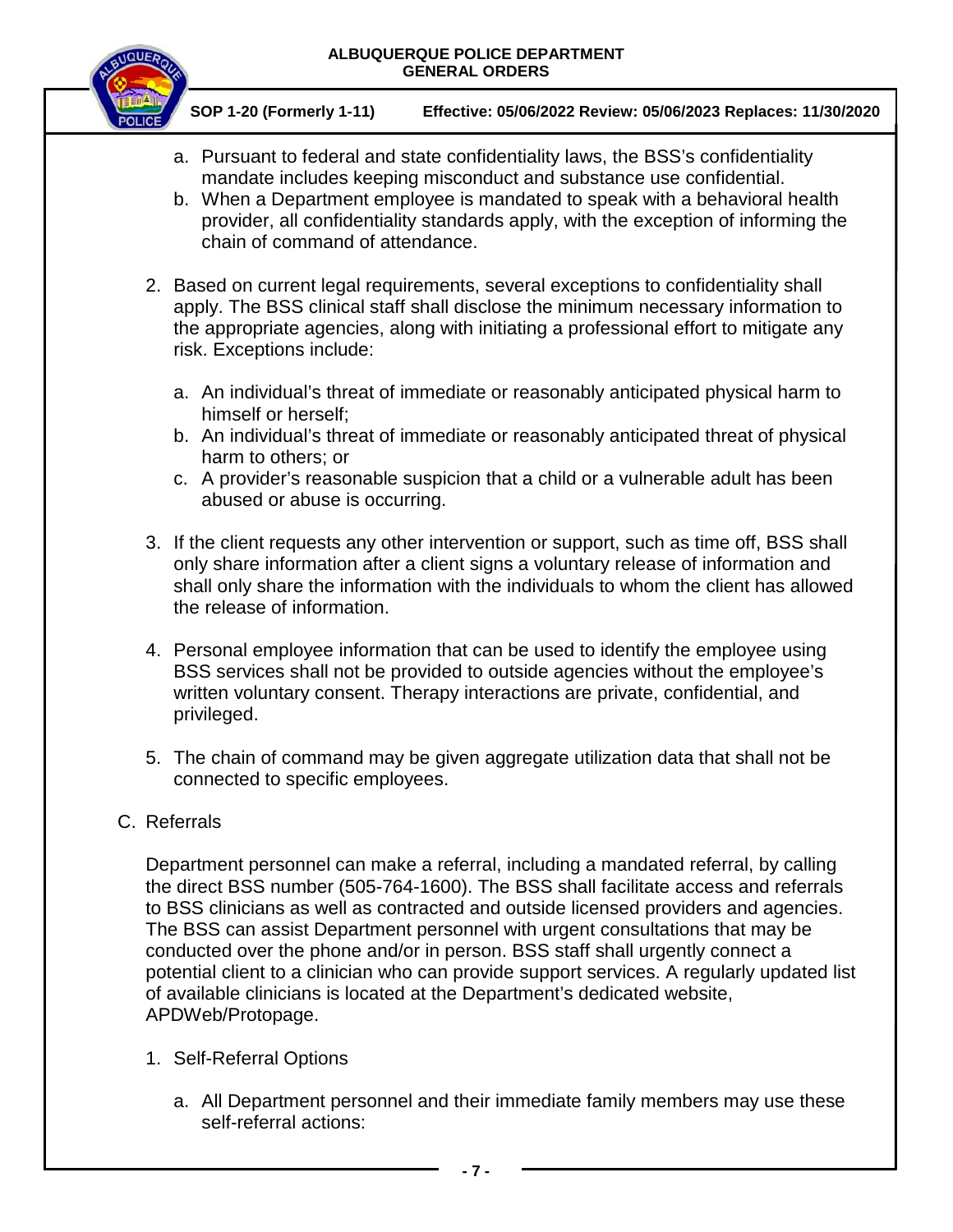a. Pursuant to federal and state confidentiality laws, the BSS's confidentiality mandate includes keeping misconduct and substance use confidential.
b. When a Department employee is mandated to speak with a behavioral health provider, all confidentiality standards apply, with the exception of informing the chain of command of attendance.

2. Based on current legal requirements, several exceptions to confidentiality shall apply. The BSS clinical staff shall disclose the minimum necessary information to the appropriate agencies, along with initiating a professional effort to mitigate any risk. Exceptions include:

   a. An individual's threat of immediate or reasonably anticipated physical harm to himself or herself;
   b. An individual's threat of immediate or reasonably anticipated threat of physical harm to others; or
   c. A provider's reasonable suspicion that a child or a vulnerable adult has been abused or abuse is occurring.

3. If the client requests any other intervention or support, such as time off, BSS shall only share information after a client signs a voluntary release of information and shall only share the information with the individuals to whom the client has allowed the release of information.

4. Personal employee information that can be used to identify the employee using BSS services shall not be provided to outside agencies without the employee's written voluntary consent. Therapy interactions are private, confidential, and privileged.

5. The chain of command may be given aggregate utilization data that shall not be connected to specific employees.

C. Referrals

Department personnel can make a referral, including a mandated referral, by calling the direct BSS number (505-764-1600). The BSS shall facilitate access and referrals to BSS clinicians as well as contracted and outside licensed providers and agencies. The BSS can assist Department personnel with urgent consultations that may be conducted over the phone and/or in person. BSS staff shall urgently connect a potential client to a clinician who can provide support services. A regularly updated list of available clinicians is located at the Department's dedicated website, APDWeb/Protopage.

1. Self-Referral Options

   a. All Department personnel and their immediate family members may use these self-referral actions: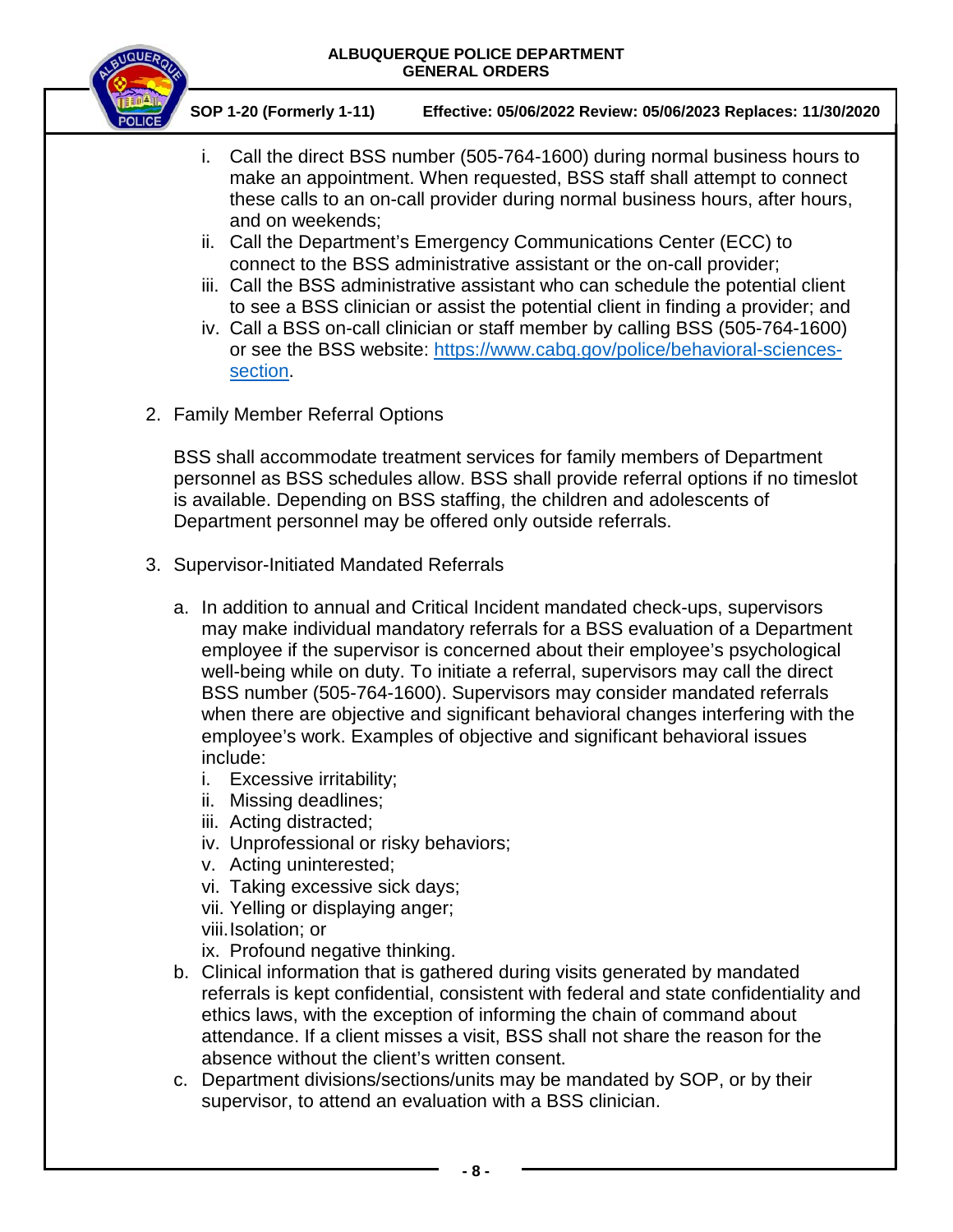i. Call the direct BSS number (505-764-1600) during normal business hours to make an appointment. When requested, BSS staff shall attempt to connect these calls to an on-call provider during normal business hours, after hours, and on weekends;
ii. Call the Department's Emergency Communications Center (ECC) to connect to the BSS administrative assistant or the on-call provider;
iii. Call the BSS administrative assistant who can schedule the potential client to see a BSS clinician or assist the potential client in finding a provider; and
iv. Call a BSS on-call clinician or staff member by calling BSS (505-764-1600) or see the BSS website: [https://www.cabq.gov/police/behavioral-sciences-section](https://www.cabq.gov/police/behavioral-sciences-section).

2. Family Member Referral Options

   BSS shall accommodate treatment services for family members of Department personnel as BSS schedules allow. BSS shall provide referral options if no timeslot is available. Depending on BSS staffing, the children and adolescents of Department personnel may be offered only outside referrals.

3. Supervisor-Initiated Mandated Referrals

   a. In addition to annual and Critical Incident mandated check-ups, supervisors may make individual mandatory referrals for a BSS evaluation of a Department employee if the supervisor is concerned about their employee's psychological well-being while on duty. To initiate a referral, supervisors may call the direct BSS number (505-764-1600). Supervisors may consider mandated referrals when there are objective and significant behavioral changes interfering with the employee's work. Examples of objective and significant behavioral issues include:
      i. Excessive irritability;
      ii. Missing deadlines;
      iii. Acting distracted;
      iv. Unprofessional or risky behaviors;
      v. Acting uninterested;
      vi. Taking excessive sick days;
      vii. Yelling or displaying anger;
      viii. Isolation; or
      ix. Profound negative thinking.
   b. Clinical information that is gathered during visits generated by mandated referrals is kept confidential, consistent with federal and state confidentiality and ethics laws, with the exception of informing the chain of command about attendance. If a client misses a visit, BSS shall not share the reason for the absence without the client's written consent.
   c. Department divisions/sections/units may be mandated by SOP, or by their supervisor, to attend an evaluation with a BSS clinician.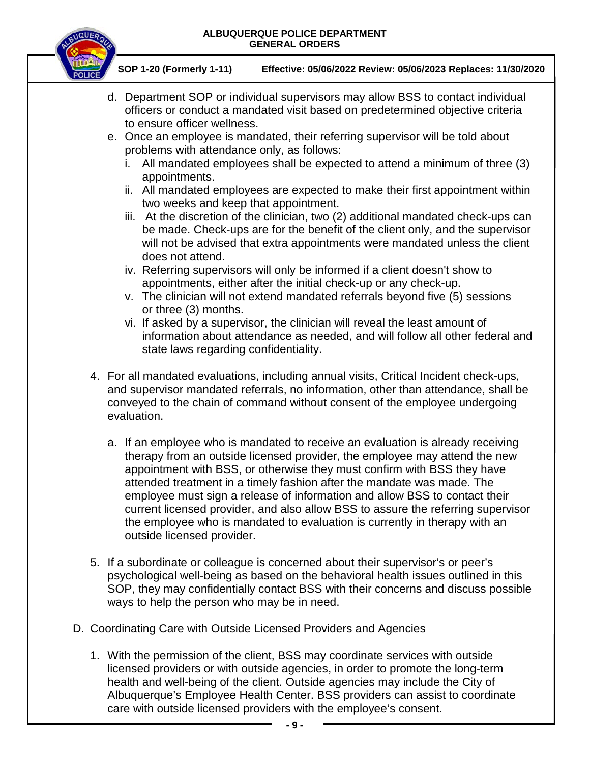d. Department SOP or individual supervisors may allow BSS to contact individual officers or conduct a mandated visit based on predetermined objective criteria to ensure officer wellness.

e. Once an employee is mandated, their referring supervisor will be told about problems with attendance only, as follows:

   i. All mandated employees shall be expected to attend a minimum of three (3) appointments.

   ii. All mandated employees are expected to make their first appointment within two weeks and keep that appointment.

   iii. At the discretion of the clinician, two (2) additional mandated check-ups can be made. Check-ups are for the benefit of the client only, and the supervisor will not be advised that extra appointments were mandated unless the client does not attend.

   iv. Referring supervisors will only be informed if a client doesn't show to appointments, either after the initial check-up or any check-up.

   v. The clinician will not extend mandated referrals beyond five (5) sessions or three (3) months.

   vi. If asked by a supervisor, the clinician will reveal the least amount of information about attendance as needed, and will follow all other federal and state laws regarding confidentiality.

4. For all mandated evaluations, including annual visits, Critical Incident check-ups, and supervisor mandated referrals, no information, other than attendance, shall be conveyed to the chain of command without consent of the employee undergoing evaluation.

   a. If an employee who is mandated to receive an evaluation is already receiving therapy from an outside licensed provider, the employee may attend the new appointment with BSS, or otherwise they must confirm with BSS they have attended treatment in a timely fashion after the mandate was made. The employee must sign a release of information and allow BSS to contact their current licensed provider, and also allow BSS to assure the referring supervisor the employee who is mandated to evaluation is currently in therapy with an outside licensed provider.

5. If a subordinate or colleague is concerned about their supervisor's or peer's psychological well-being as based on the behavioral health issues outlined in this SOP, they may confidentially contact BSS with their concerns and discuss possible ways to help the person who may be in need.

D. Coordinating Care with Outside Licensed Providers and Agencies

1. With the permission of the client, BSS may coordinate services with outside licensed providers or with outside agencies, in order to promote the long-term health and well-being of the client. Outside agencies may include the City of Albuquerque's Employee Health Center. BSS providers can assist to coordinate care with outside licensed providers with the employee's consent.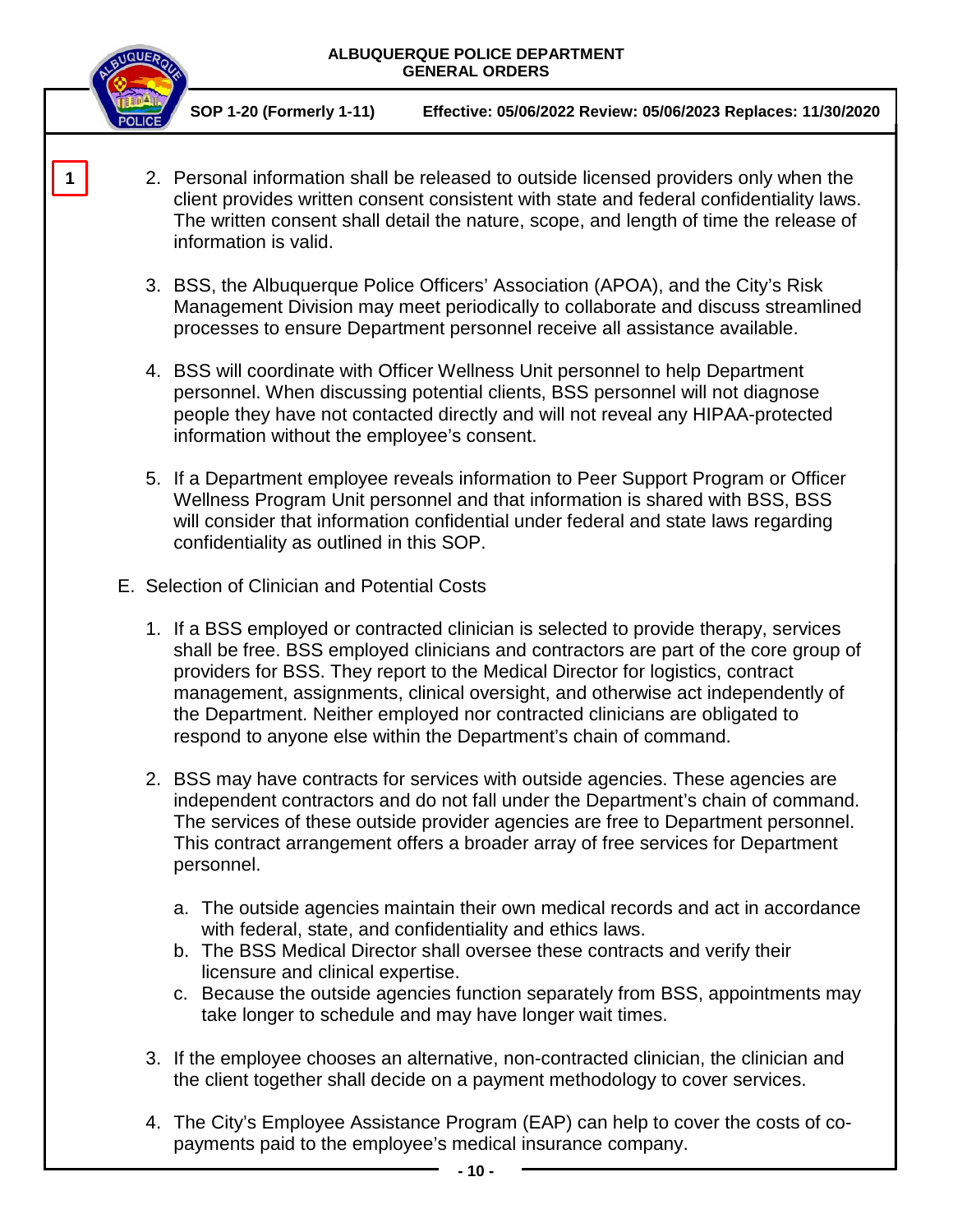1

2. Personal information shall be released to outside licensed providers only when the client provides written consent consistent with state and federal confidentiality laws. The written consent shall detail the nature, scope, and length of time the release of information is valid.

3. BSS, the Albuquerque Police Officers' Association (APOA), and the City's Risk Management Division may meet periodically to collaborate and discuss streamlined processes to ensure Department personnel receive all assistance available.

4. BSS will coordinate with Officer Wellness Unit personnel to help Department personnel. When discussing potential clients, BSS personnel will not diagnose people they have not contacted directly and will not reveal any HIPAA-protected information without the employee's consent.

5. If a Department employee reveals information to Peer Support Program or Officer Wellness Program Unit personnel and that information is shared with BSS, BSS will consider that information confidential under federal and state laws regarding confidentiality as outlined in this SOP.

E. Selection of Clinician and Potential Costs

1. If a BSS employed or contracted clinician is selected to provide therapy, services shall be free. BSS employed clinicians and contractors are part of the core group of providers for BSS. They report to the Medical Director for logistics, contract management, assignments, clinical oversight, and otherwise act independently of the Department. Neither employed nor contracted clinicians are obligated to respond to anyone else within the Department's chain of command.

2. BSS may have contracts for services with outside agencies. These agencies are independent contractors and do not fall under the Department's chain of command. The services of these outside provider agencies are free to Department personnel. This contract arrangement offers a broader array of free services for Department personnel.

   a. The outside agencies maintain their own medical records and act in accordance with federal, state, and confidentiality and ethics laws.
   b. The BSS Medical Director shall oversee these contracts and verify their licensure and clinical expertise.
   c. Because the outside agencies function separately from BSS, appointments may take longer to schedule and may have longer wait times.

3. If the employee chooses an alternative, non-contracted clinician, the clinician and the client together shall decide on a payment methodology to cover services.

4. The City's Employee Assistance Program (EAP) can help to cover the costs of co-payments paid to the employee's medical insurance company.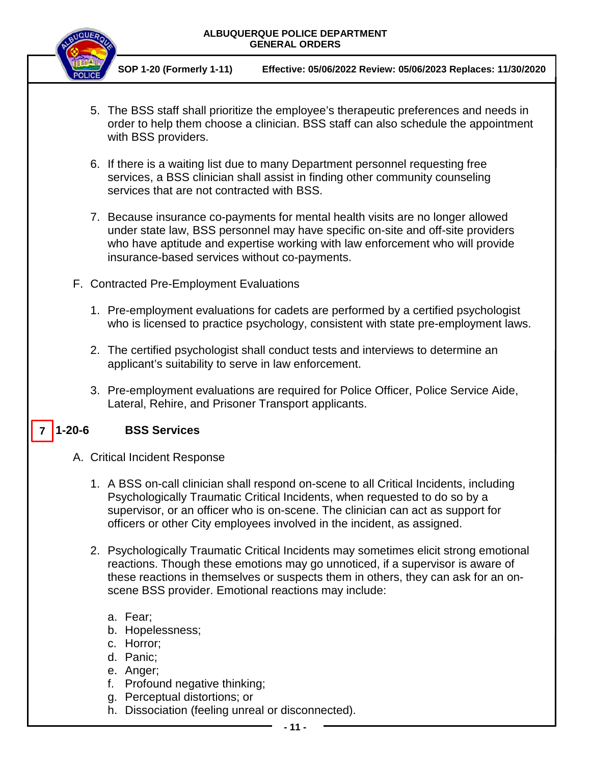5. The BSS staff shall prioritize the employee's therapeutic preferences and needs in order to help them choose a clinician. BSS staff can also schedule the appointment with BSS providers.

6. If there is a waiting list due to many Department personnel requesting free services, a BSS clinician shall assist in finding other community counseling services that are not contracted with BSS.

7. Because insurance co-payments for mental health visits are no longer allowed under state law, BSS personnel may have specific on-site and off-site providers who have aptitude and expertise working with law enforcement who will provide insurance-based services without co-payments.

F. Contracted Pre-Employment Evaluations

1. Pre-employment evaluations for cadets are performed by a certified psychologist who is licensed to practice psychology, consistent with state pre-employment laws.

2. The certified psychologist shall conduct tests and interviews to determine an applicant's suitability to serve in law enforcement.

3. Pre-employment evaluations are required for Police Officer, Police Service Aide, Lateral, Rehire, and Prisoner Transport applicants.

## 7 1-20-6 BSS Services

A. Critical Incident Response

1. A BSS on-call clinician shall respond on-scene to all Critical Incidents, including Psychologically Traumatic Critical Incidents, when requested to do so by a supervisor, or an officer who is on-scene. The clinician can act as support for officers or other City employees involved in the incident, as assigned.

2. Psychologically Traumatic Critical Incidents may sometimes elicit strong emotional reactions. Though these emotions may go unnoticed, if a supervisor is aware of these reactions in themselves or suspects them in others, they can ask for an on-scene BSS provider. Emotional reactions may include:

   a. Fear;
   b. Hopelessness;
   c. Horror;
   d. Panic;
   e. Anger;
   f. Profound negative thinking;
   g. Perceptual distortions; or
   h. Dissociation (feeling unreal or disconnected).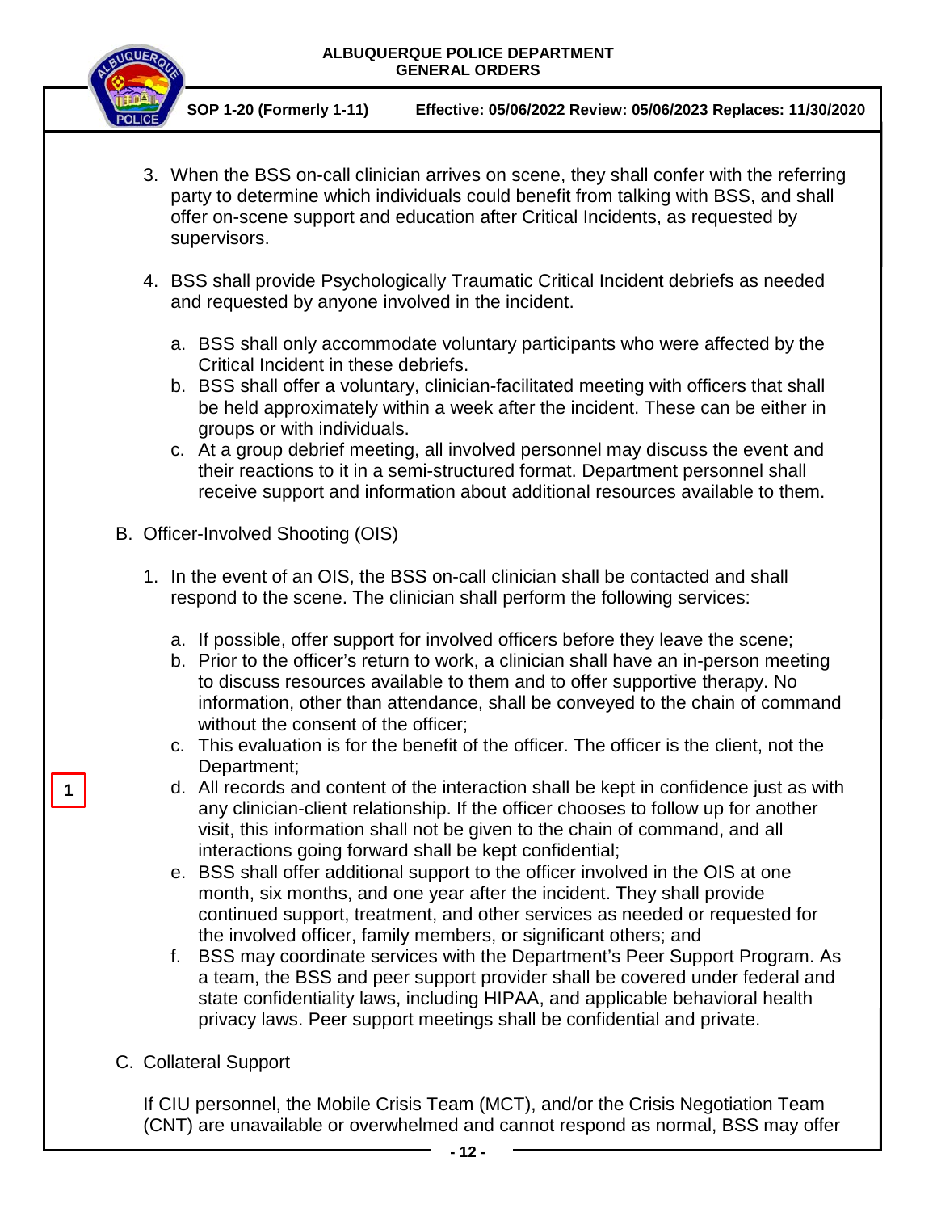3. When the BSS on-call clinician arrives on scene, they shall confer with the referring party to determine which individuals could benefit from talking with BSS, and shall offer on-scene support and education after Critical Incidents, as requested by supervisors.

4. BSS shall provide Psychologically Traumatic Critical Incident debriefs as needed and requested by anyone involved in the incident.

   a. BSS shall only accommodate voluntary participants who were affected by the Critical Incident in these debriefs.
   b. BSS shall offer a voluntary, clinician-facilitated meeting with officers that shall be held approximately within a week after the incident. These can be either in groups or with individuals.
   c. At a group debrief meeting, all involved personnel may discuss the event and their reactions to it in a semi-structured format. Department personnel shall receive support and information about additional resources available to them.

B. Officer-Involved Shooting (OIS)

1. In the event of an OIS, the BSS on-call clinician shall be contacted and shall respond to the scene. The clinician shall perform the following services:

   a. If possible, offer support for involved officers before they leave the scene;
   b. Prior to the officer's return to work, a clinician shall have an in-person meeting to discuss resources available to them and to offer supportive therapy. No information, other than attendance, shall be conveyed to the chain of command without the consent of the officer;
   c. This evaluation is for the benefit of the officer. The officer is the client, not the Department;
   d. All records and content of the interaction shall be kept in confidence just as with any clinician-client relationship. If the officer chooses to follow up for another visit, this information shall not be given to the chain of command, and all interactions going forward shall be kept confidential;
   e. BSS shall offer additional support to the officer involved in the OIS at one month, six months, and one year after the incident. They shall provide continued support, treatment, and other services as needed or requested for the involved officer, family members, or significant others; and
   f. BSS may coordinate services with the Department's Peer Support Program. As a team, the BSS and peer support provider shall be covered under federal and state confidentiality laws, including HIPAA, and applicable behavioral health privacy laws. Peer support meetings shall be confidential and private.

C. Collateral Support

If CIU personnel, the Mobile Crisis Team (MCT), and/or the Crisis Negotiation Team (CNT) are unavailable or overwhelmed and cannot respond as normal, BSS may offer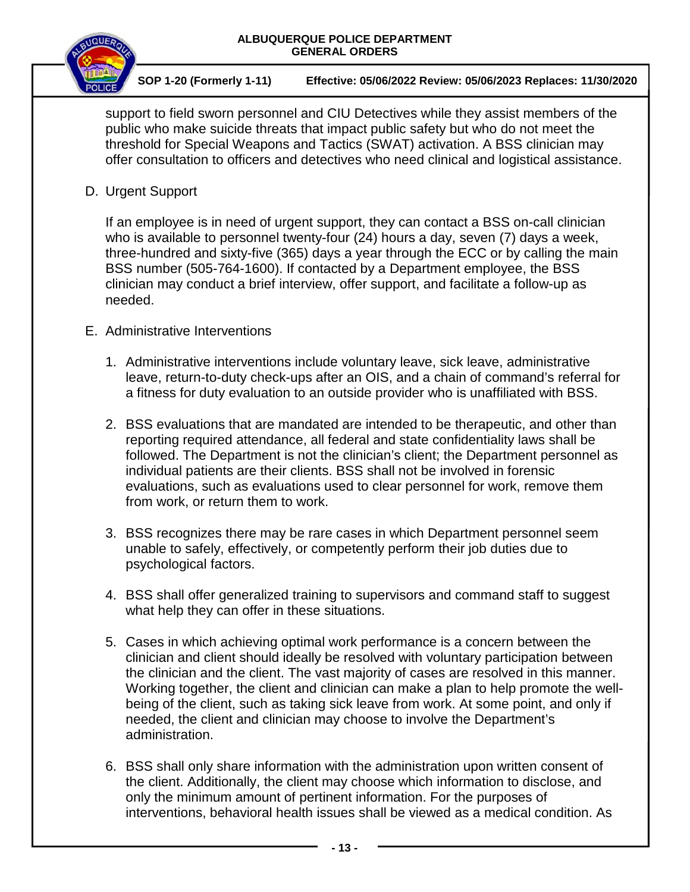support to field sworn personnel and CIU Detectives while they assist members of the public who make suicide threats that impact public safety but who do not meet the threshold for Special Weapons and Tactics (SWAT) activation. A BSS clinician may offer consultation to officers and detectives who need clinical and logistical assistance.

D. Urgent Support

If an employee is in need of urgent support, they can contact a BSS on-call clinician who is available to personnel twenty-four (24) hours a day, seven (7) days a week, three-hundred and sixty-five (365) days a year through the ECC or by calling the main BSS number (505-764-1600). If contacted by a Department employee, the BSS clinician may conduct a brief interview, offer support, and facilitate a follow-up as needed.

E. Administrative Interventions

1. Administrative interventions include voluntary leave, sick leave, administrative leave, return-to-duty check-ups after an OIS, and a chain of command's referral for a fitness for duty evaluation to an outside provider who is unaffiliated with BSS.

2. BSS evaluations that are mandated are intended to be therapeutic, and other than reporting required attendance, all federal and state confidentiality laws shall be followed. The Department is not the clinician's client; the Department personnel as individual patients are their clients. BSS shall not be involved in forensic evaluations, such as evaluations used to clear personnel for work, remove them from work, or return them to work.

3. BSS recognizes there may be rare cases in which Department personnel seem unable to safely, effectively, or competently perform their job duties due to psychological factors.

4. BSS shall offer generalized training to supervisors and command staff to suggest what help they can offer in these situations.

5. Cases in which achieving optimal work performance is a concern between the clinician and client should ideally be resolved with voluntary participation between the clinician and the client. The vast majority of cases are resolved in this manner. Working together, the client and clinician can make a plan to help promote the well-being of the client, such as taking sick leave from work. At some point, and only if needed, the client and clinician may choose to involve the Department's administration.

6. BSS shall only share information with the administration upon written consent of the client. Additionally, the client may choose which information to disclose, and only the minimum amount of pertinent information. For the purposes of interventions, behavioral health issues shall be viewed as a medical condition. As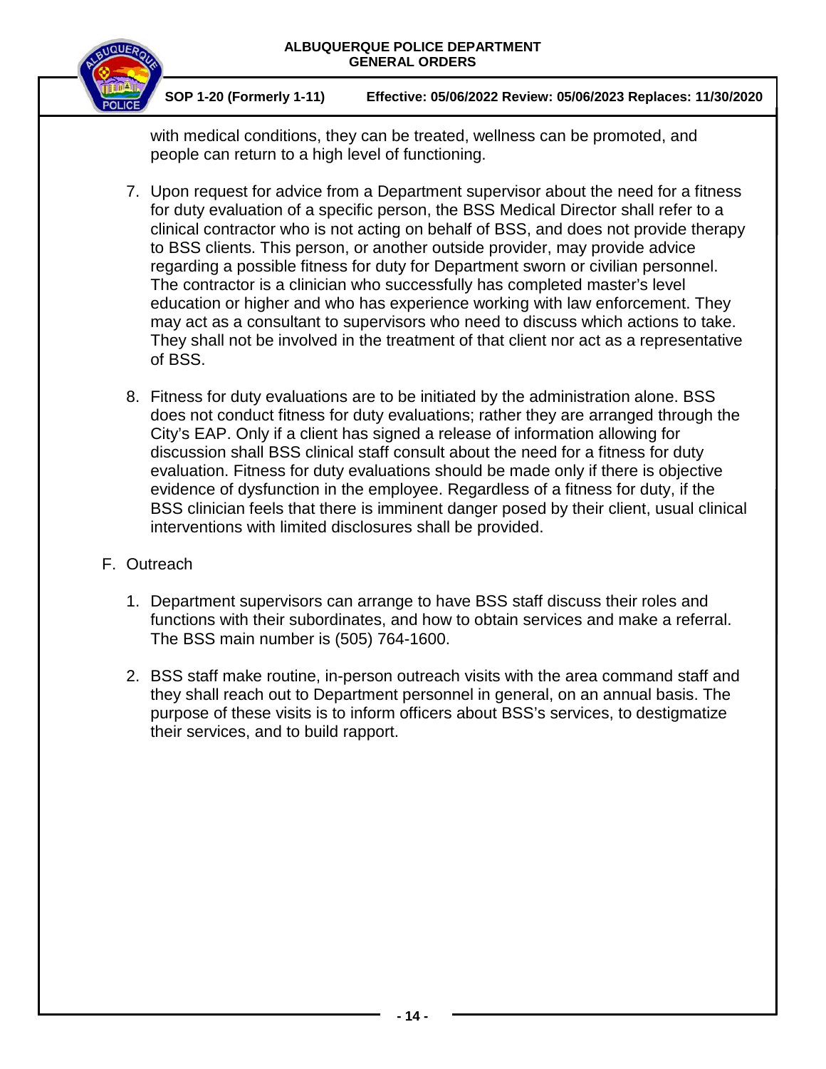with medical conditions, they can be treated, wellness can be promoted, and people can return to a high level of functioning.

7. Upon request for advice from a Department supervisor about the need for a fitness for duty evaluation of a specific person, the BSS Medical Director shall refer to a clinical contractor who is not acting on behalf of BSS, and does not provide therapy to BSS clients. This person, or another outside provider, may provide advice regarding a possible fitness for duty for Department sworn or civilian personnel. The contractor is a clinician who successfully has completed master's level education or higher and who has experience working with law enforcement. They may act as a consultant to supervisors who need to discuss which actions to take. They shall not be involved in the treatment of that client nor act as a representative of BSS.

8. Fitness for duty evaluations are to be initiated by the administration alone. BSS does not conduct fitness for duty evaluations; rather they are arranged through the City's EAP. Only if a client has signed a release of information allowing for discussion shall BSS clinical staff consult about the need for a fitness for duty evaluation. Fitness for duty evaluations should be made only if there is objective evidence of dysfunction in the employee. Regardless of a fitness for duty, if the BSS clinician feels that there is imminent danger posed by their client, usual clinical interventions with limited disclosures shall be provided.

F. Outreach

1. Department supervisors can arrange to have BSS staff discuss their roles and functions with their subordinates, and how to obtain services and make a referral. The BSS main number is (505) 764-1600.

2. BSS staff make routine, in-person outreach visits with the area command staff and they shall reach out to Department personnel in general, on an annual basis. The purpose of these visits is to inform officers about BSS's services, to destigmatize their services, and to build rapport.